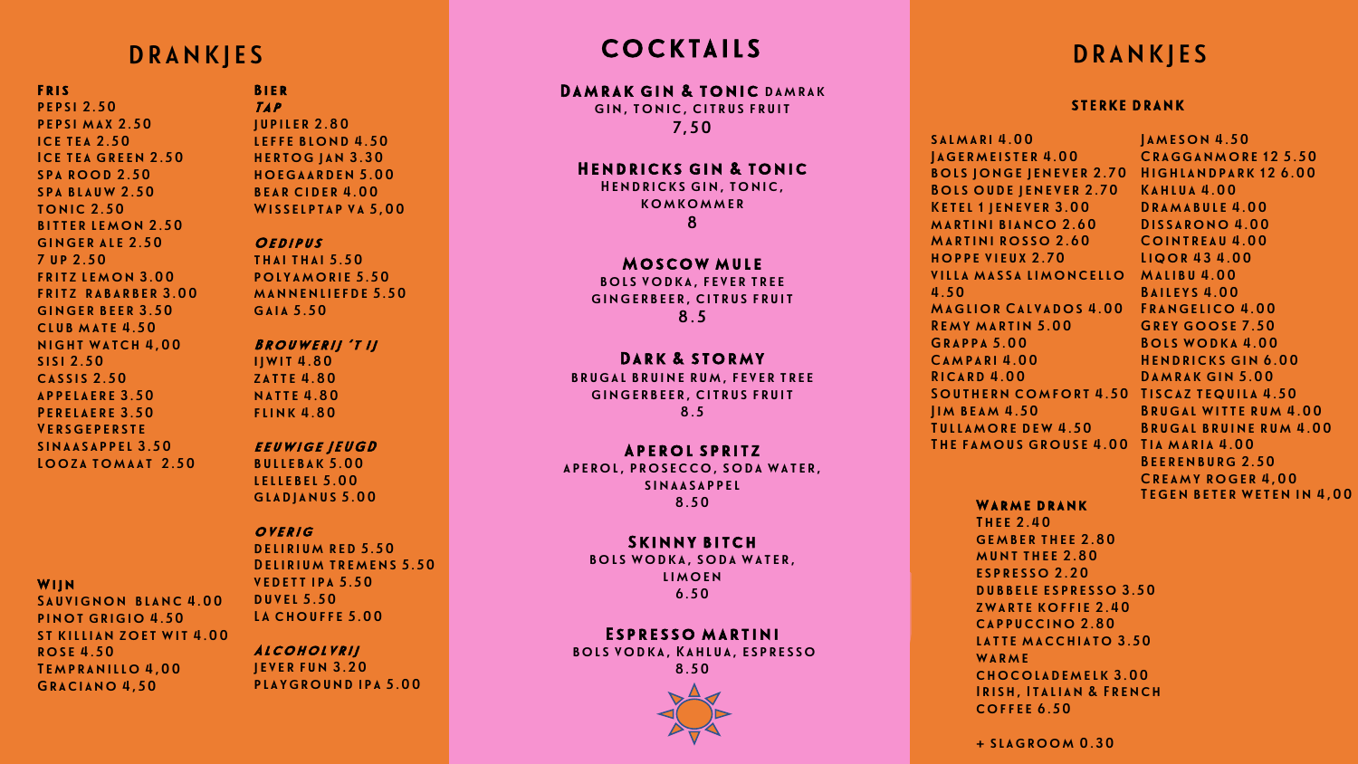# DRANKJES

## FRIS

- PEPSI 2.50
- PEPSI MAX 2.50
- ICE TEA 2.50
- ICE TEA GREEN 2.50
- SPA ROOD 2.50
- SPA BLAUW 2.50
- TONIC 2.50
- BITTER LEMON 2.50
- GINGER ALE 2.50
- 7 UP 2.50
- FRITZ LEMON 3.00
- FRITZ RABARBER 3.00
- GINGER BEER 3.50
- CLUB MATE 4.50
- NIGHT WATCH 4,00
- SISI 2.50
- CASSIS 2.50
- APPELAERE 3.50
- PERELAERE 3.50
- VERSGEPERSTE SINAASAPPEL 3.50
- LOOZA TOMAAT 2.50

## WIJN

- SAUVIGNON BLANC 4.00
- PINOT GRIGIO 4.50
- ST KILLIAN ZOET WIT 4.00
- ROSE 4.50
- TEMPRANILLO 4,00
- GRACIANO 4,50

## BIER

### *TAP*

- JUPILER 2.80
- LEFFE BLOND 4.50
- HERTOG JAN 3.30
- HOEGAARDEN 5.00
- BEAR CIDER 4.00
- WISSELPTAP VA 5,00

### *OEDIPUS*

- THAI THAI 5.50
- POLYAMORIE 5.50
- MANNENLIEFDE 5.50
- GAIA 5.50

### *BROUWERIJ 'T IJ*

- IJWIT 4.80
- ZATTE 4.80
- NATTE 4.80
- FLINK 4.80

### *EEUWIGE JEUGD*

- BULLEBAK 5.00
- LELLEBEL 5.00
- GLADJANUS 5.00

### *OVERIG*

- DELIRIUM RED 5.50
- DELIRIUM TREMENS 5.50
- VEDETT IPA 5.50
- DUVEL 5.50
- LA CHOUFFE 5.00

### *ALCOHOLVRIJ*

- JEVER FUN 3.20
- PLAYGROUND IPA 5.00

# COCKTAILS

**DAMRAK GIN & TONIC** DAMRAK GIN, TONIC, CITRUS FRUIT
7,50

**HENDRICKS GIN & TONIC**
HENDRICKS GIN, TONIC, KOMKOMMER
8

**MOSCOW MULE**
BOLS VODKA, FEVER TREE GINGERBEER, CITRUS FRUIT
8.5

**DARK & STORMY**
BRUGAL BRUINE RUM, FEVER TREE GINGERBEER, CITRUS FRUIT
8.5

**APEROL SPRITZ**
APEROL, PROSECCO, SODA WATER, SINAASAPPEL
8.50

**SKINNY BITCH**
BOLS WODKA, SODA WATER, LIMOEN
6.50

**ESPRESSO MARTINI**
BOLS VODKA, KAHLUA, ESPRESSO
8.50

# DRANKJES

## STERKE DRANK

- SALMARI 4.00
- JAGERMEISTER 4.00
- BOLS JONGE JENEVER 2.70
- BOLS OUDE JENEVER 2.70
- KETEL 1 JENEVER 3.00
- MARTINI BIANCO 2.60
- MARTINI ROSSO 2.60
- HOPPE VIEUX 2.70
- VILLA MASSA LIMONCELLO 4.50
- MAGLIOR CALVADOS 4.00
- REMY MARTIN 5.00
- GRAPPA 5.00
- CAMPARI 4.00
- RICARD 4.00
- SOUTHERN COMFORT 4.50
- JIM BEAM 4.50
- TULLAMORE DEW 4.50
- THE FAMOUS GROUSE 4.00
- JAMESON 4.50
- CRAGGANMORE 12 5.50
- HIGHLANDPARK 12 6.00
- KAHLUA 4.00
- DRAMABULE 4.00
- DISSARONO 4.00
- COINTREAU 4.00
- LIQOR 43 4.00
- MALIBU 4.00
- BAILEYS 4.00
- FRANGELICO 4.00
- GREY GOOSE 7.50
- BOLS WODKA 4.00
- HENDRICKS GIN 6.00
- DAMRAK GIN 5.00
- TISCAZ TEQUILA 4.50
- BRUGAL WITTE RUM 4.00
- BRUGAL BRUINE RUM 4.00
- TIA MARIA 4.00
- BEERENBURG 2.50
- CREAMY ROGER 4,00
- TEGEN BETER WETEN IN 4,00

## WARME DRANK

- THEE 2.40
- GEMBER THEE 2.80
- MUNT THEE 2.80
- ESPRESSO 2.20
- DUBBELE ESPRESSO 3.50
- ZWARTE KOFFIE 2.40
- CAPPUCCINO 2.80
- LATTE MACCHIATO 3.50
- WARME CHOCOLADEMELK 3.00
- IRISH, ITALIAN & FRENCH COFFEE 6.50

+ SLAGROOM 0.30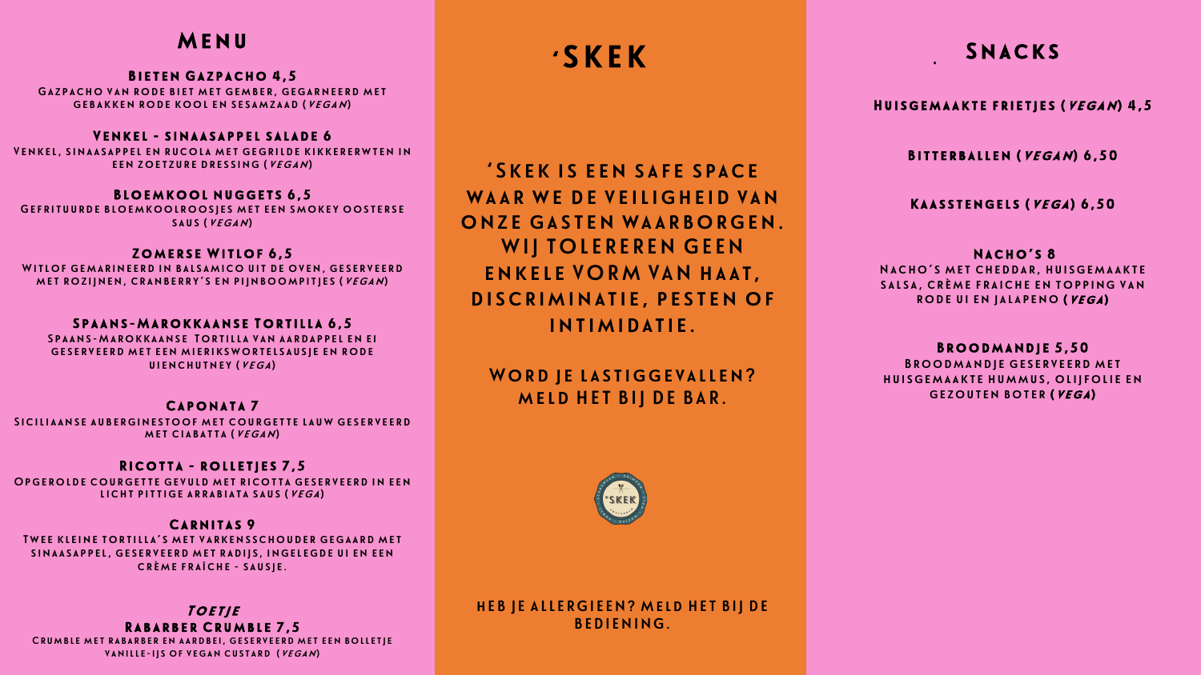# Menu

### Bieten Gazpacho 4,5
Gazpacho van rode biet met gember, gegarneerd met gebakken rode kool en sesamzaad (*vegan*)

### Venkel - Sinaasappel Salade 6
Venkel, sinaasappel en rucola met gegrilde kikkererwten in een zoetzure dressing (*vegan*)

### Bloemkool Nuggets 6,5
Gefrituurde bloemkoolroosjes met een smokey oosterse saus (*vegan*)

### Zomerse Witlof 6,5
Witlof gemarineerd in balsamico uit de oven, geserveerd met rozijnen, cranberry's en pijnboompitjes (*vegan*)

### Spaans-Marokkaanse Tortilla 6,5
Spaans-Marokkaanse Tortilla van aardappel en ei geserveerd met een mierikswortelsausje en rode uienchutney (*vega*)

### Caponata 7
Siciliaanse auberginestoof met courgette lauw geserveerd met ciabatta (*vegan*)

### Ricotta - rolletjes 7,5
Opgerolde courgette gevuld met ricotta geserveerd in een licht pittige arrabiata saus (*vega*)

### Carnitas 9
Twee kleine tortilla's met varkensschouder gegaard met sinaasappel, geserveerd met radijs, ingelegde ui en een crème fraîche - sausje.

*Toetje*

### Rabarber Crumble 7,5
Crumble met rabarber en aardbei, geserveerd met een bolletje vanille-ijs of vegan custard (*vegan*)

# 'Skek

**'Skek is een safe space waar we de veiligheid van onze gasten waarborgen. Wij tolereren geen enkele vorm van haat, discriminatie, pesten of intimidatie.**

**Word je lastiggevallen? Meld het bij de bar.**

**Heb je allergieen? Meld het bij de bediening.**

# Snacks

### Huisgemaakte frietjes (*vegan*) 4,5

### Bitterballen (*vegan*) 6,50

### Kaasstengels (*vega*) 6,50

### Nacho's 8
Nacho's met cheddar, huisgemaakte salsa, crème fraiche en topping van rode ui en jalapeno (*vega*)

### Broodmandje 5,50
Broodmandje geserveerd met huisgemaakte hummus, olijfolie en gezouten boter (*vega*)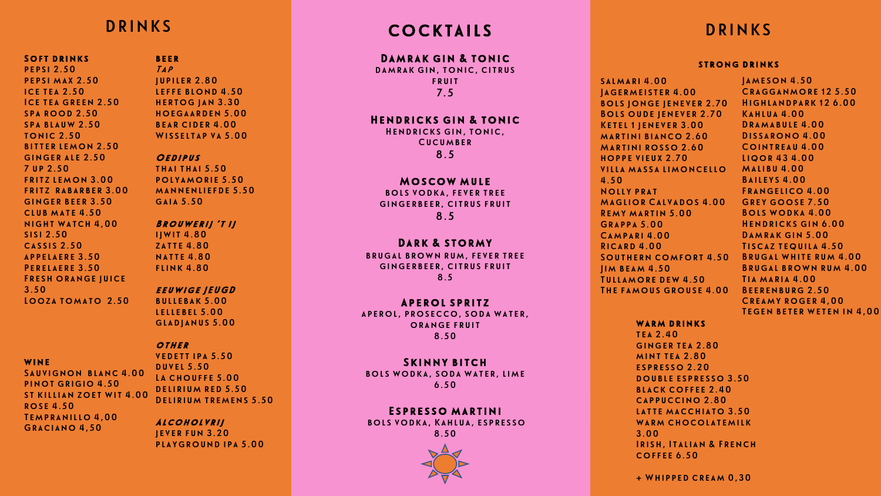# DRINKS

## Soft drinks

- PEPSI 2.50
- PEPSI MAX 2.50
- ICE TEA 2.50
- Ice tea green 2.50
- SPA ROOD 2.50
- SPA BLAUW 2.50
- TONIC 2.50
- BITTER LEMON 2.50
- GINGER ALE 2.50
- 7 UP 2.50
- FRITZ LEMON 3.00
- FRITZ RABARBER 3.00
- GINGER BEER 3.50
- CLUB MATE 4.50
- NIGHT WATCH 4,00
- SISI 2.50
- CASSIS 2.50
- APPELAERE 3.50
- Perelaere 3.50
- Fresh orange juice 3.50
- LOOZA TOMATO 2.50

## WINE

- Sauvignon blanc 4.00
- Pinot grigio 4.50
- St Killian zoet wit 4.00
- Rose 4.50
- Tempranillo 4,00
- Graciano 4,50

## BEER

### *TAP*

- JUPILER 2.80
- LEFFE BLOND 4.50
- HERTOG JAN 3.30
- HOEGAARDEN 5.00
- BEAR CIDER 4.00
- WISSELTAP VA 5.00

### *OEDIPUS*

- THAI THAI 5.50
- POLYAMORIE 5.50
- MANNENLIEFDE 5.50
- GAIA 5.50

### *BROUWERIJ 'T IJ*

- IJWIT 4.80
- ZATTE 4.80
- NATTE 4.80
- FLINK 4.80

### *EEUWIGE JEUGD*

- BULLEBAK 5.00
- LELLEBEL 5.00
- GLADJANUS 5.00

### *OTHER*

- VEDETT IPA 5.50
- DUVEL 5.50
- LA CHOUFFE 5.00
- DELIRIUM RED 5.50
- Delirium Tremens 5.50

### *ALCOHOLVRIJ*

- JEVER FUN 3.20
- PLAYGROUND IPA 5.00

# COCKTAILS

**Damrak gin & tonic**
Damrak gin, tonic, citrus fruit
7.5

**Hendricks gin & tonic**
Hendricks gin, tonic, Cucumber
8.5

**Moscow mule**
Bols vodka, fever tree gingerbeer, citrus fruit
8.5

**Dark & stormy**
Brugal brown rum, fever tree gingerbeer, citrus fruit
8.5

**Aperol spritz**
Aperol, prosecco, soda water, orange fruit
8.50

**Skinny bitch**
Bols wodka, soda water, lime
6.50

**Espresso martini**
Bols vodka, Kahlua, espresso
8.50

# DRINKS

## STRONG DRINKS

- SALMARI 4.00
- JAGERMEISTER 4.00
- BOLS JONGE JENEVER 2.70
- BOLS OUDE JENEVER 2.70
- KETEL 1 JENEVER 3.00
- MARTINI BIANCO 2.60
- MARTINI ROSSO 2.60
- HOPPE VIEUX 2.70
- VILLA MASSA LIMONCELLO 4.50
- NOLLY PRAT
- MAGLIOR CALVADOS 4.00
- REMY MARTIN 5.00
- GRAPPA 5.00
- CAMPARI 4.00
- RICARD 4.00
- SOUTHERN COMFORT 4.50
- JIM BEAM 4.50
- TULLAMORE DEW 4.50
- THE FAMOUS GROUSE 4.00
- JAMESON 4.50
- CRAGGANMORE 12 5.50
- HIGHLANDPARK 12 6.00
- KAHLUA 4.00
- DRAMABULE 4.00
- DISSARONO 4.00
- COINTREAU 4.00
- LIQOR 43 4.00
- MALIBU 4.00
- BAILEYS 4.00
- FRANGELICO 4.00
- GREY GOOSE 7.50
- BOLS WODKA 4.00
- HENDRICKS GIN 6.00
- DAMRAK GIN 5.00
- TISCAZ TEQUILA 4.50
- BRUGAL WHITE RUM 4.00
- BRUGAL BROWN RUM 4.00
- TIA MARIA 4.00
- BEERENBURG 2.50
- CREAMY ROGER 4,00
- TEGEN BETER WETEN IN 4,00

## WARM DRINKS

- TEA 2.40
- GINGER TEA 2.80
- MINT TEA 2.80
- ESPRESSO 2.20
- DOUBLE ESPRESSO 3.50
- BLACK COFFEE 2.40
- CAPPUCCINO 2.80
- LATTE MACCHIATO 3.50
- WARM CHOCOLATEMILK 3.00
- IRISH, ITALIAN & FRENCH COFFEE 6.50

+ WHIPPED CREAM 0,30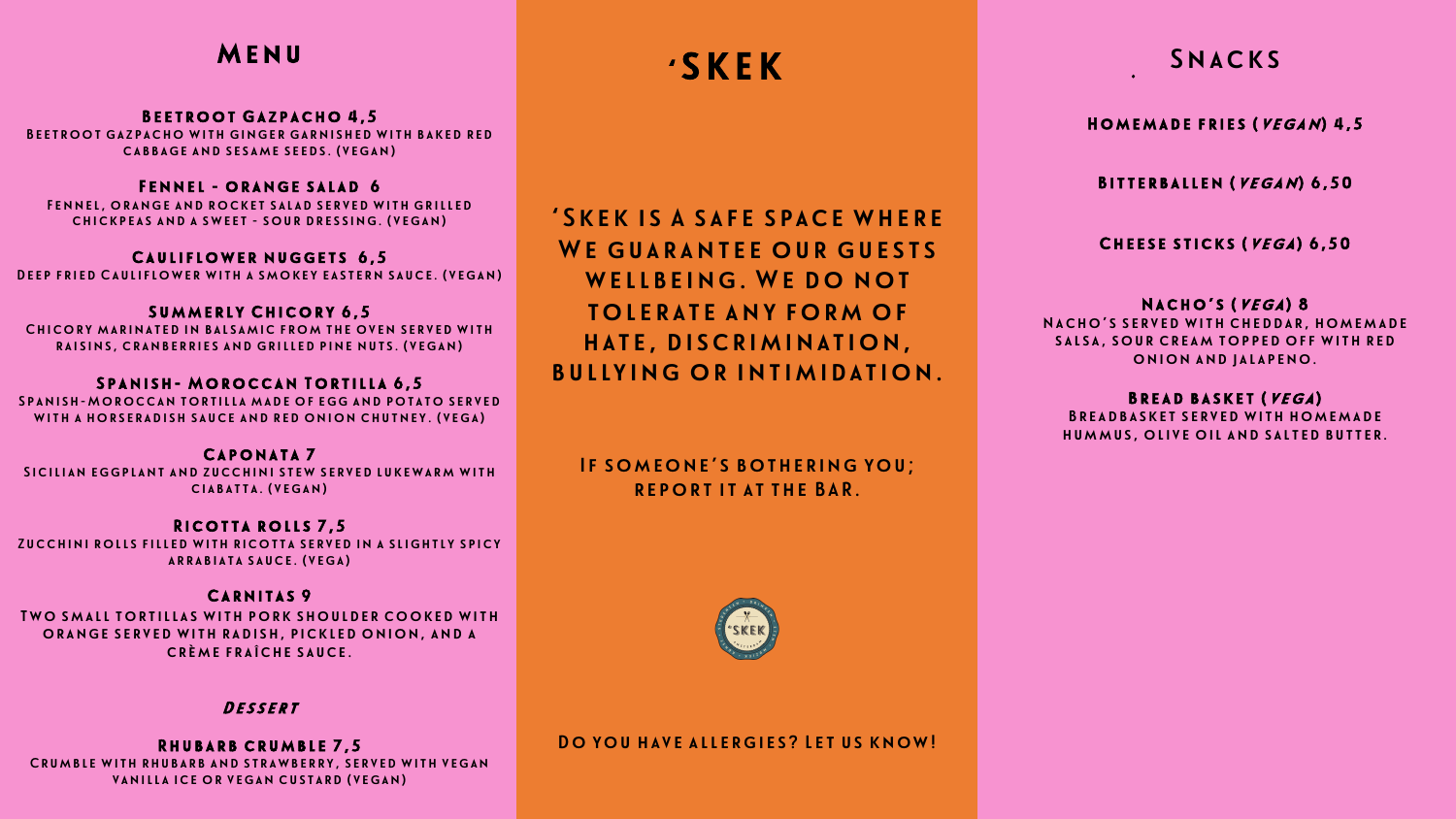## Menu

**Beetroot Gazpacho 4,5**
Beetroot gazpacho with ginger garnished with baked red cabbage and sesame seeds. (vegan)

**Fennel - Orange salad 6**
Fennel, orange and rocket salad served with grilled chickpeas and a sweet - sour dressing. (vegan)

**Cauliflower nuggets 6,5**
Deep fried cauliflower with a smokey eastern sauce. (vegan)

**Summerly Chicory 6,5**
Chicory marinated in balsamic from the oven served with raisins, cranberries and grilled pine nuts. (vegan)

**Spanish- Moroccan Tortilla 6,5**
Spanish-Moroccan tortilla made of egg and potato served with a horseradish sauce and red onion chutney. (vega)

**Caponata 7**
Sicilian eggplant and zucchini stew served lukewarm with ciabatta. (vegan)

**Ricotta rolls 7,5**
Zucchini rolls filled with ricotta served in a slightly spicy arrabiata sauce. (vega)

**Carnitas 9**
Two small tortillas with pork shoulder cooked with orange served with radish, pickled onion, and a crème fraîche sauce.

### *Dessert*

**Rhubarb crumble 7,5**
Crumble with rhubarb and strawberry, served with vegan vanilla ice or vegan custard (vegan)

# 'Skek

**'Skek is a safe space where we guarantee our guests wellbeing. We do not tolerate any form of hate, discrimination, bullying or intimidation.**

If someone's bothering you; report it at the bar.

Do you have allergies? Let us know!

## Snacks

**Homemade fries (*vegan*) 4,5**

**Bitterballen (*vegan*) 6,50**

**Cheese sticks (*vega*) 6,50**

**Nacho's (*vega*) 8**
Nacho's served with cheddar, homemade salsa, sour cream topped off with red onion and jalapeno.

**Bread basket (*vega*)**
Breadbasket served with homemade hummus, olive oil and salted butter.